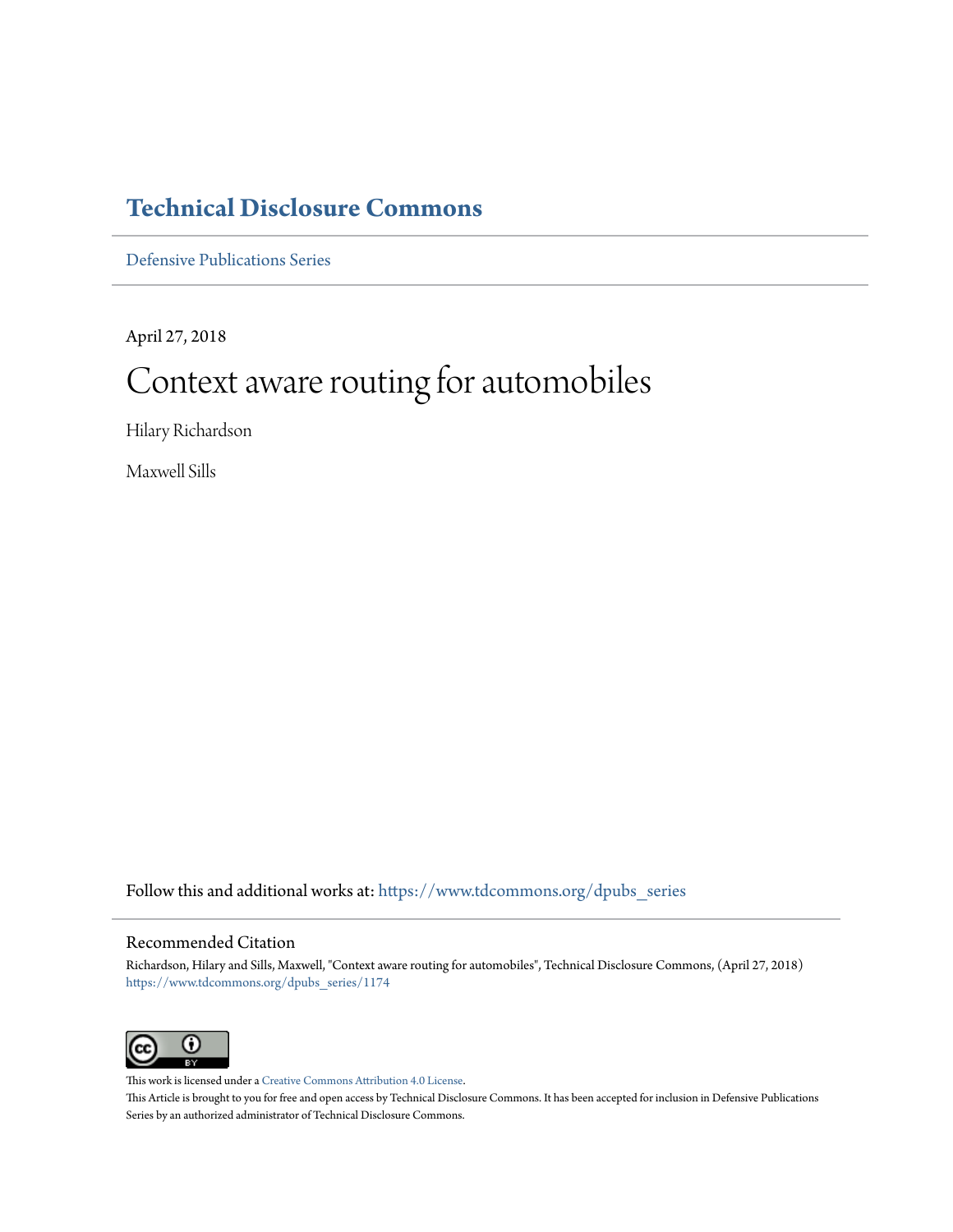# Technical Disclosure Commons

Defensive Publications Series

April 27, 2018

# Context aware routing for automobiles

Hilary Richardson

Maxwell Sills

Follow this and additional works at: https://www.tdcommons.org/dpubs_series

## Recommended Citation

Richardson, Hilary and Sills, Maxwell, "Context aware routing for automobiles", Technical Disclosure Commons, (April 27, 2018)
https://www.tdcommons.org/dpubs_series/1174

This work is licensed under a Creative Commons Attribution 4.0 License.
This Article is brought to you for free and open access by Technical Disclosure Commons. It has been accepted for inclusion in Defensive Publications Series by an authorized administrator of Technical Disclosure Commons.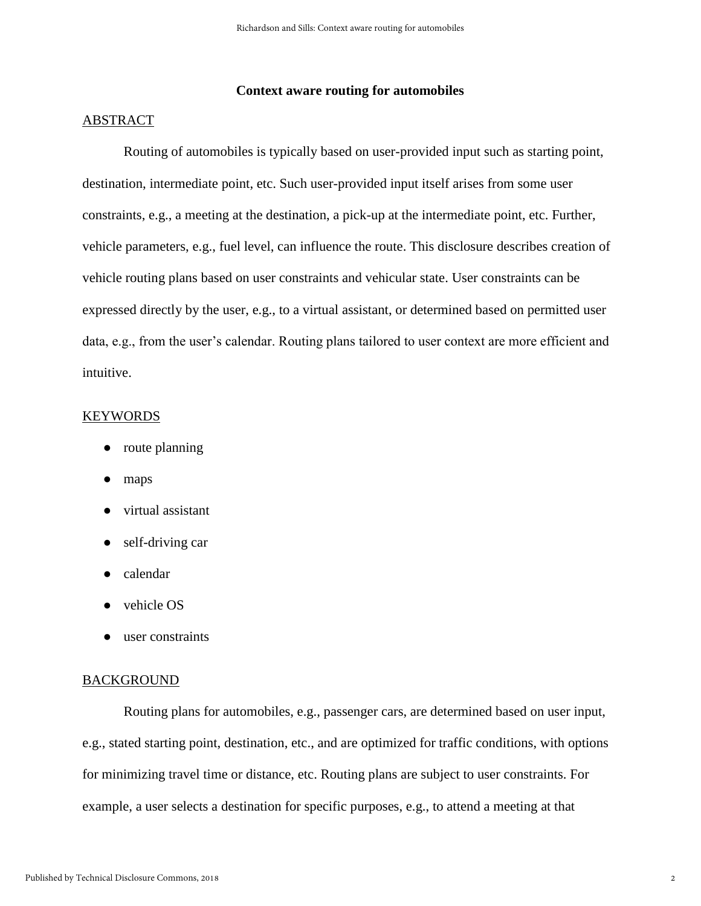# Context aware routing for automobiles

## ABSTRACT

Routing of automobiles is typically based on user-provided input such as starting point, destination, intermediate point, etc. Such user-provided input itself arises from some user constraints, e.g., a meeting at the destination, a pick-up at the intermediate point, etc. Further, vehicle parameters, e.g., fuel level, can influence the route. This disclosure describes creation of vehicle routing plans based on user constraints and vehicular state. User constraints can be expressed directly by the user, e.g., to a virtual assistant, or determined based on permitted user data, e.g., from the user's calendar. Routing plans tailored to user context are more efficient and intuitive.

## KEYWORDS

- route planning
- maps
- virtual assistant
- self-driving car
- calendar
- vehicle OS
- user constraints

## BACKGROUND

Routing plans for automobiles, e.g., passenger cars, are determined based on user input, e.g., stated starting point, destination, etc., and are optimized for traffic conditions, with options for minimizing travel time or distance, etc. Routing plans are subject to user constraints. For example, a user selects a destination for specific purposes, e.g., to attend a meeting at that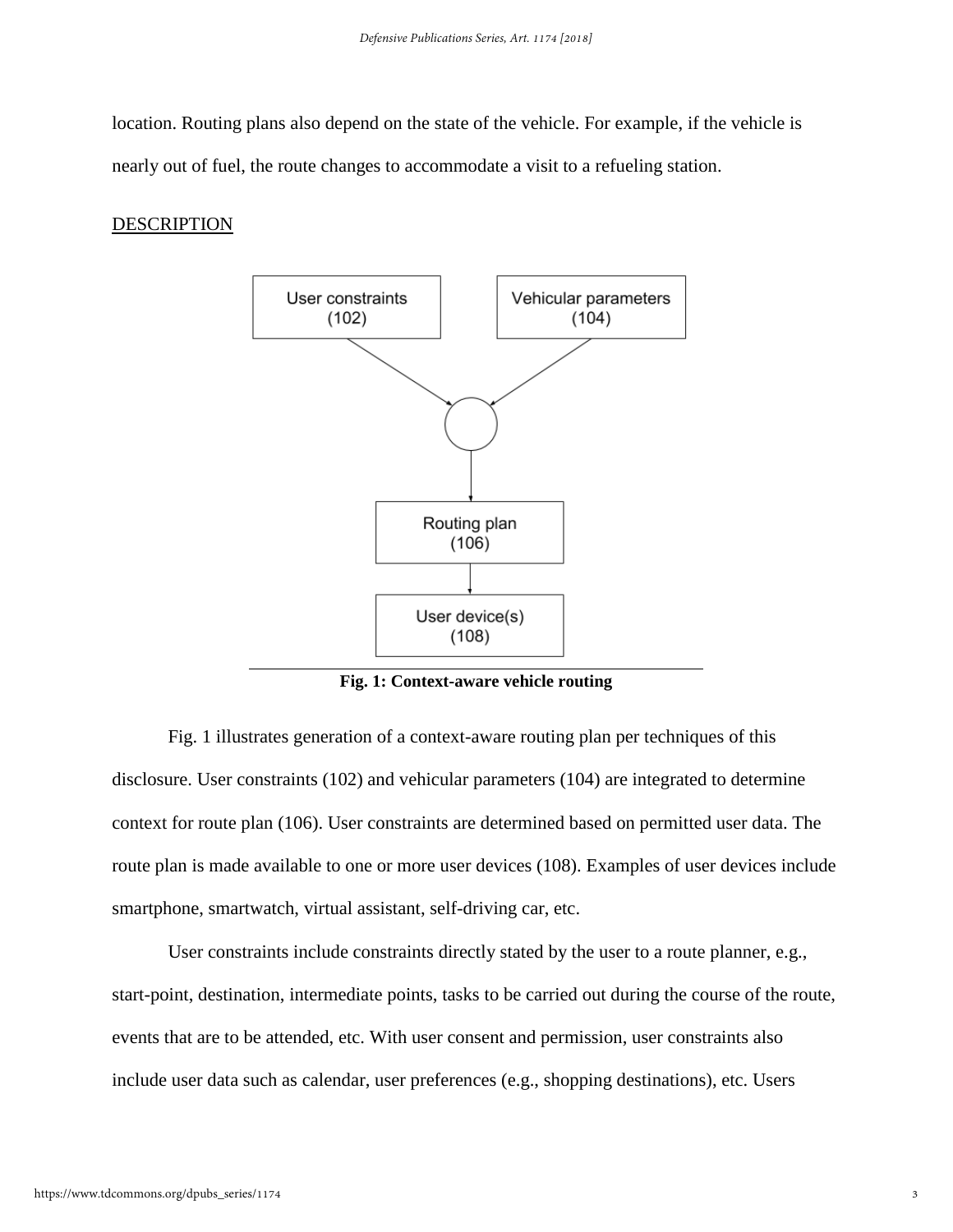location. Routing plans also depend on the state of the vehicle. For example, if the vehicle is nearly out of fuel, the route changes to accommodate a visit to a refueling station.

## DESCRIPTION

User constraints (102)

Vehicular parameters (104)

Routing plan (106)

User device(s) (108)

**Fig. 1: Context-aware vehicle routing**

Fig. 1 illustrates generation of a context-aware routing plan per techniques of this disclosure. User constraints (102) and vehicular parameters (104) are integrated to determine context for route plan (106). User constraints are determined based on permitted user data. The route plan is made available to one or more user devices (108). Examples of user devices include smartphone, smartwatch, virtual assistant, self-driving car, etc.

User constraints include constraints directly stated by the user to a route planner, e.g., start-point, destination, intermediate points, tasks to be carried out during the course of the route, events that are to be attended, etc. With user consent and permission, user constraints also include user data such as calendar, user preferences (e.g., shopping destinations), etc. Users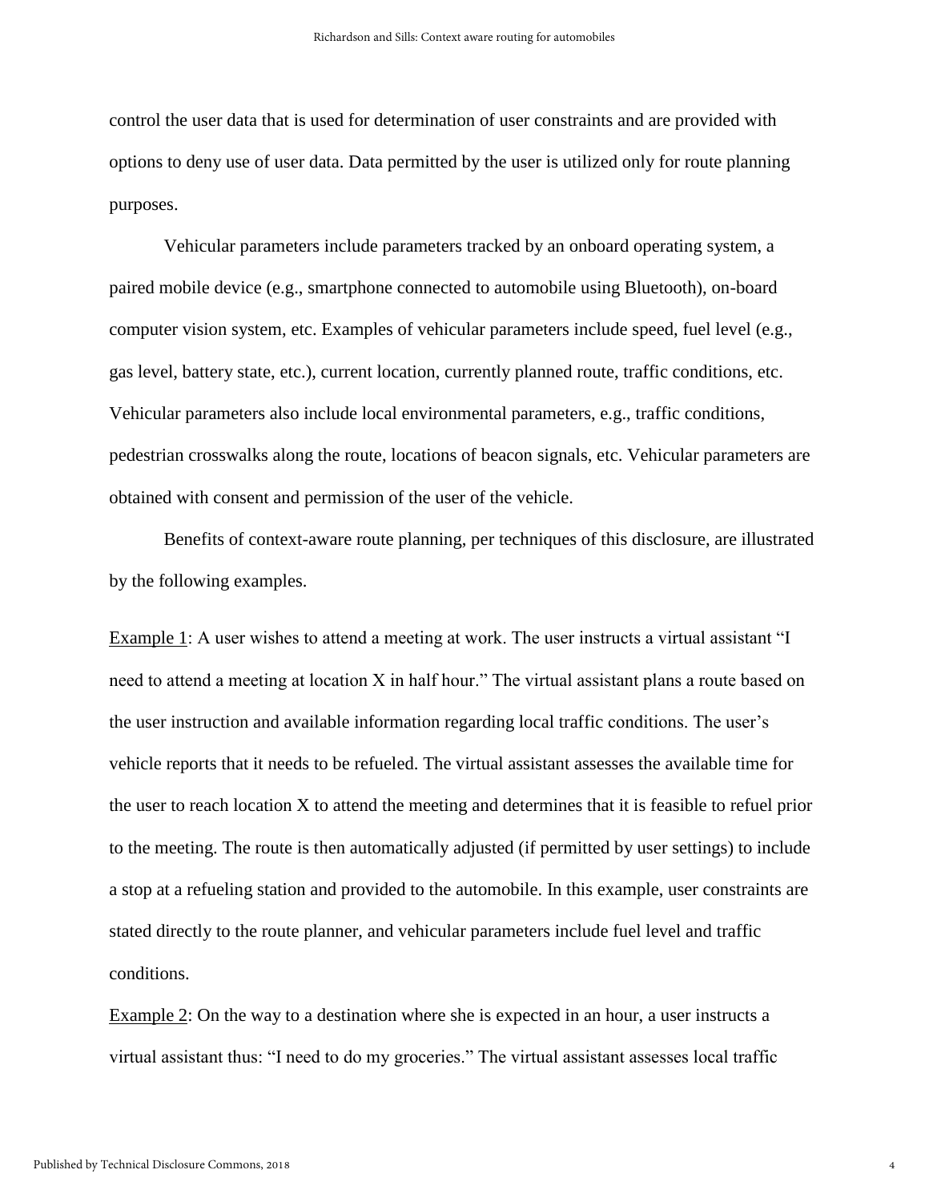control the user data that is used for determination of user constraints and are provided with options to deny use of user data. Data permitted by the user is utilized only for route planning purposes.

Vehicular parameters include parameters tracked by an onboard operating system, a paired mobile device (e.g., smartphone connected to automobile using Bluetooth), on-board computer vision system, etc. Examples of vehicular parameters include speed, fuel level (e.g., gas level, battery state, etc.), current location, currently planned route, traffic conditions, etc. Vehicular parameters also include local environmental parameters, e.g., traffic conditions, pedestrian crosswalks along the route, locations of beacon signals, etc. Vehicular parameters are obtained with consent and permission of the user of the vehicle.

Benefits of context-aware route planning, per techniques of this disclosure, are illustrated by the following examples.

<u>Example 1</u>: A user wishes to attend a meeting at work. The user instructs a virtual assistant "I need to attend a meeting at location X in half hour." The virtual assistant plans a route based on the user instruction and available information regarding local traffic conditions. The user's vehicle reports that it needs to be refueled. The virtual assistant assesses the available time for the user to reach location X to attend the meeting and determines that it is feasible to refuel prior to the meeting. The route is then automatically adjusted (if permitted by user settings) to include a stop at a refueling station and provided to the automobile. In this example, user constraints are stated directly to the route planner, and vehicular parameters include fuel level and traffic conditions.

<u>Example 2</u>: On the way to a destination where she is expected in an hour, a user instructs a virtual assistant thus: "I need to do my groceries." The virtual assistant assesses local traffic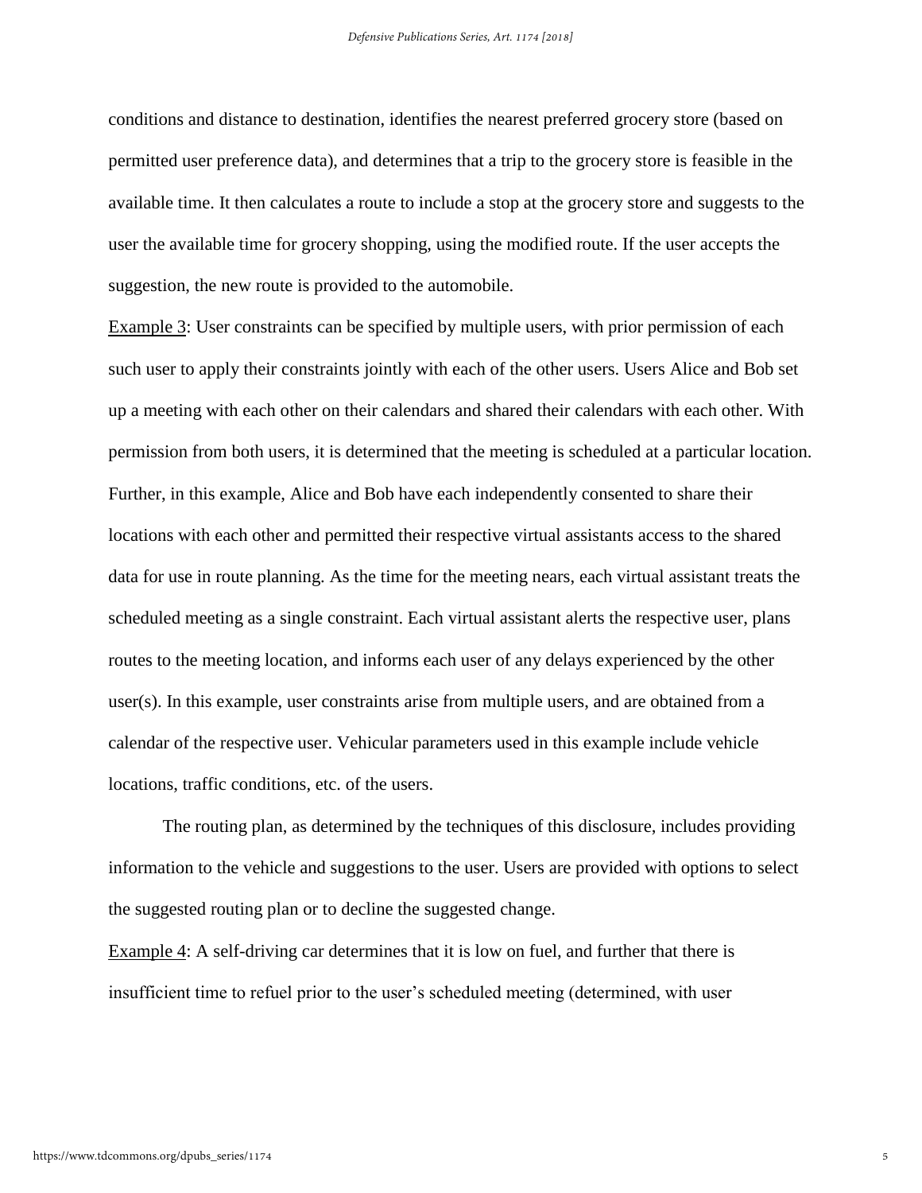conditions and distance to destination, identifies the nearest preferred grocery store (based on permitted user preference data), and determines that a trip to the grocery store is feasible in the available time. It then calculates a route to include a stop at the grocery store and suggests to the user the available time for grocery shopping, using the modified route. If the user accepts the suggestion, the new route is provided to the automobile.

Example 3: User constraints can be specified by multiple users, with prior permission of each such user to apply their constraints jointly with each of the other users. Users Alice and Bob set up a meeting with each other on their calendars and shared their calendars with each other. With permission from both users, it is determined that the meeting is scheduled at a particular location. Further, in this example, Alice and Bob have each independently consented to share their locations with each other and permitted their respective virtual assistants access to the shared data for use in route planning. As the time for the meeting nears, each virtual assistant treats the scheduled meeting as a single constraint. Each virtual assistant alerts the respective user, plans routes to the meeting location, and informs each user of any delays experienced by the other user(s). In this example, user constraints arise from multiple users, and are obtained from a calendar of the respective user. Vehicular parameters used in this example include vehicle locations, traffic conditions, etc. of the users.

The routing plan, as determined by the techniques of this disclosure, includes providing information to the vehicle and suggestions to the user. Users are provided with options to select the suggested routing plan or to decline the suggested change.

Example 4: A self-driving car determines that it is low on fuel, and further that there is insufficient time to refuel prior to the user's scheduled meeting (determined, with user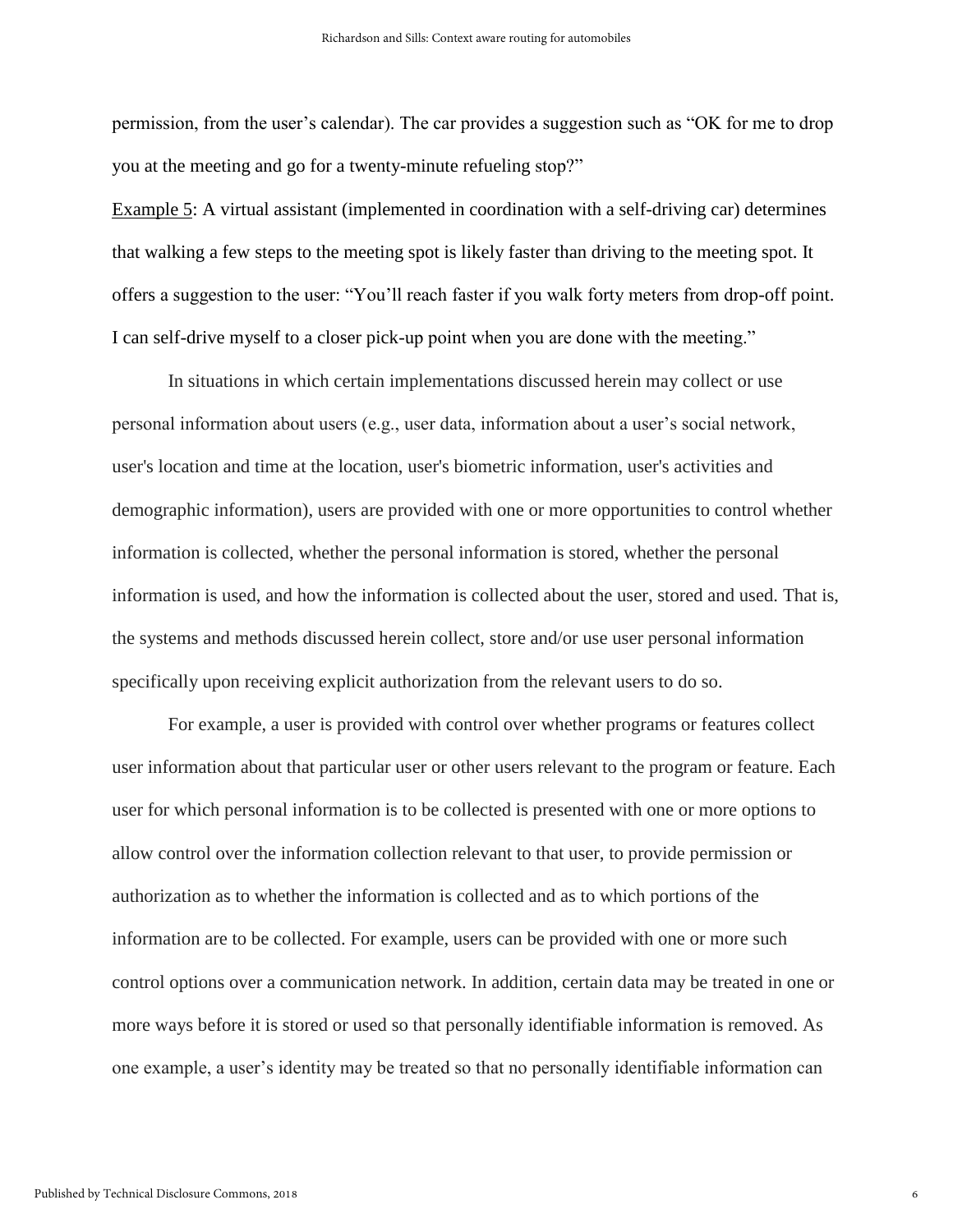permission, from the user's calendar). The car provides a suggestion such as "OK for me to drop you at the meeting and go for a twenty-minute refueling stop?"

<u>Example 5</u>: A virtual assistant (implemented in coordination with a self-driving car) determines that walking a few steps to the meeting spot is likely faster than driving to the meeting spot. It offers a suggestion to the user: "You'll reach faster if you walk forty meters from drop-off point. I can self-drive myself to a closer pick-up point when you are done with the meeting."

In situations in which certain implementations discussed herein may collect or use personal information about users (e.g., user data, information about a user's social network, user's location and time at the location, user's biometric information, user's activities and demographic information), users are provided with one or more opportunities to control whether information is collected, whether the personal information is stored, whether the personal information is used, and how the information is collected about the user, stored and used. That is, the systems and methods discussed herein collect, store and/or use user personal information specifically upon receiving explicit authorization from the relevant users to do so.

For example, a user is provided with control over whether programs or features collect user information about that particular user or other users relevant to the program or feature. Each user for which personal information is to be collected is presented with one or more options to allow control over the information collection relevant to that user, to provide permission or authorization as to whether the information is collected and as to which portions of the information are to be collected. For example, users can be provided with one or more such control options over a communication network. In addition, certain data may be treated in one or more ways before it is stored or used so that personally identifiable information is removed. As one example, a user's identity may be treated so that no personally identifiable information can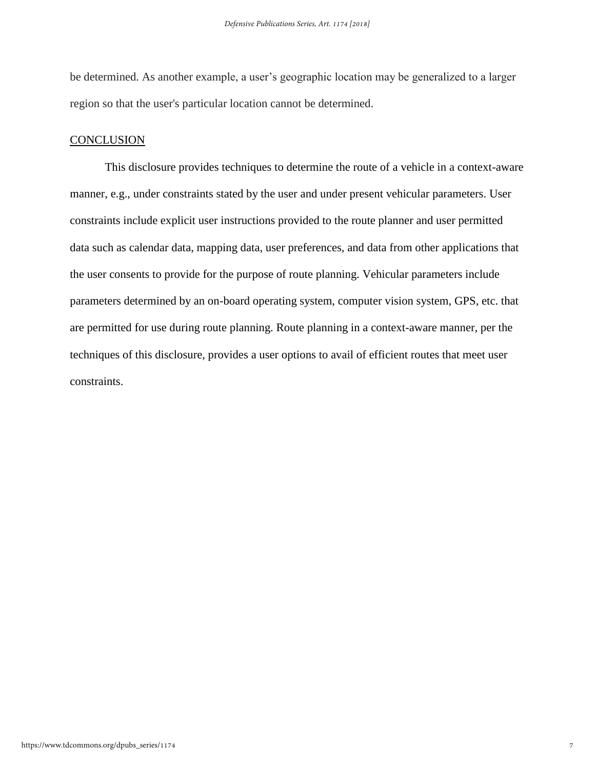be determined. As another example, a user's geographic location may be generalized to a larger region so that the user's particular location cannot be determined.

## CONCLUSION

This disclosure provides techniques to determine the route of a vehicle in a context-aware manner, e.g., under constraints stated by the user and under present vehicular parameters. User constraints include explicit user instructions provided to the route planner and user permitted data such as calendar data, mapping data, user preferences, and data from other applications that the user consents to provide for the purpose of route planning. Vehicular parameters include parameters determined by an on-board operating system, computer vision system, GPS, etc. that are permitted for use during route planning. Route planning in a context-aware manner, per the techniques of this disclosure, provides a user options to avail of efficient routes that meet user constraints.